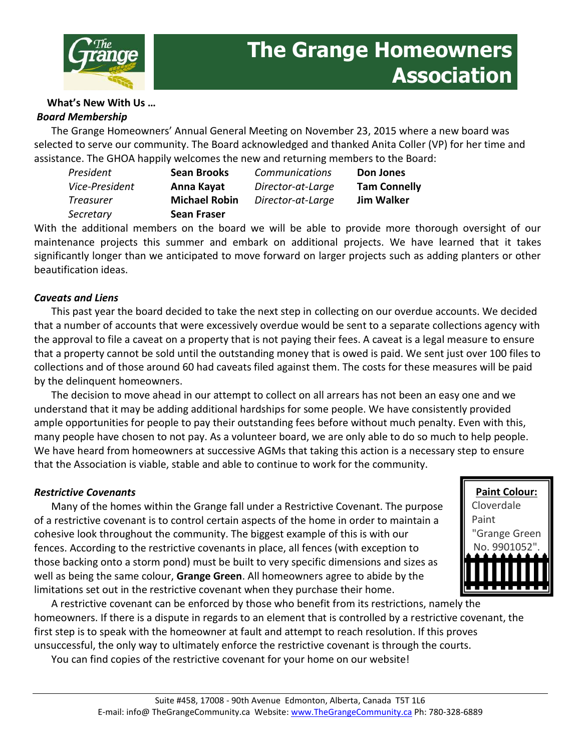# The Grange Homeowners Association

**What's New With Us …**

***Board Membership***

The Grange Homeowners' Annual General Meeting on November 23, 2015 where a new board was selected to serve our community. The Board acknowledged and thanked Anita Coller (VP) for her time and assistance. The GHOA happily welcomes the new and returning members to the Board:

| | | | |
|---|---|---|---|
| *President* | **Sean Brooks** | *Communications* | **Don Jones** |
| *Vice-President* | **Anna Kayat** | *Director-at-Large* | **Tam Connelly** |
| *Treasurer* | **Michael Robin** | *Director-at-Large* | **Jim Walker** |
| *Secretary* | **Sean Fraser** | | |

With the additional members on the board we will be able to provide more thorough oversight of our maintenance projects this summer and embark on additional projects. We have learned that it takes significantly longer than we anticipated to move forward on larger projects such as adding planters or other beautification ideas.

***Caveats and Liens***

This past year the board decided to take the next step in collecting on our overdue accounts. We decided that a number of accounts that were excessively overdue would be sent to a separate collections agency with the approval to file a caveat on a property that is not paying their fees. A caveat is a legal measure to ensure that a property cannot be sold until the outstanding money that is owed is paid. We sent just over 100 files to collections and of those around 60 had caveats filed against them. The costs for these measures will be paid by the delinquent homeowners.

The decision to move ahead in our attempt to collect on all arrears has not been an easy one and we understand that it may be adding additional hardships for some people. We have consistently provided ample opportunities for people to pay their outstanding fees before without much penalty. Even with this, many people have chosen to not pay. As a volunteer board, we are only able to do so much to help people. We have heard from homeowners at successive AGMs that taking this action is a necessary step to ensure that the Association is viable, stable and able to continue to work for the community.

***Restrictive Covenants***

Many of the homes within the Grange fall under a Restrictive Covenant. The purpose of a restrictive covenant is to control certain aspects of the home in order to maintain a cohesive look throughout the community. The biggest example of this is with our fences. According to the restrictive covenants in place, all fences (with exception to those backing onto a storm pond) must be built to very specific dimensions and sizes as well as being the same colour, **Grange Green**. All homeowners agree to abide by the limitations set out in the restrictive covenant when they purchase their home.

**Paint Colour:** Cloverdale Paint "Grange Green No. 9901052".

A restrictive covenant can be enforced by those who benefit from its restrictions, namely the homeowners. If there is a dispute in regards to an element that is controlled by a restrictive covenant, the first step is to speak with the homeowner at fault and attempt to reach resolution. If this proves unsuccessful, the only way to ultimately enforce the restrictive covenant is through the courts.

You can find copies of the restrictive covenant for your home on our website!

Suite #458, 17008 - 90th Avenue Edmonton, Alberta, Canada T5T 1L6
E-mail: info@ TheGrangeCommunity.ca Website: www.TheGrangeCommunity.ca Ph: 780-328-6889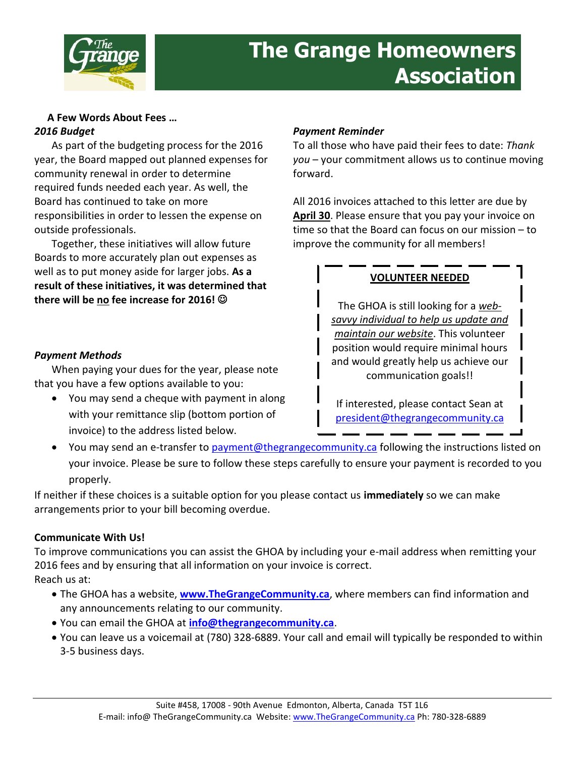# The Grange Homeowners Association

**A Few Words About Fees …**

***2016 Budget***

As part of the budgeting process for the 2016 year, the Board mapped out planned expenses for community renewal in order to determine required funds needed each year. As well, the Board has continued to take on more responsibilities in order to lessen the expense on outside professionals.

Together, these initiatives will allow future Boards to more accurately plan out expenses as well as to put money aside for larger jobs. **As a result of these initiatives, it was determined that there will be no fee increase for 2016!** ☺

***Payment Reminder***

To all those who have paid their fees to date: *Thank you* – your commitment allows us to continue moving forward.

All 2016 invoices attached to this letter are due by **April 30**. Please ensure that you pay your invoice on time so that the Board can focus on our mission – to improve the community for all members!

**VOLUNTEER NEEDED**

The GHOA is still looking for a *web-savvy individual to help us update and maintain our website*. This volunteer position would require minimal hours and would greatly help us achieve our communication goals!!

If interested, please contact Sean at president@thegrangecommunity.ca

***Payment Methods***

When paying your dues for the year, please note that you have a few options available to you:

- You may send a cheque with payment in along with your remittance slip (bottom portion of invoice) to the address listed below.
- You may send an e-transfer to payment@thegrangecommunity.ca following the instructions listed on your invoice. Please be sure to follow these steps carefully to ensure your payment is recorded to you properly.

If neither if these choices is a suitable option for you please contact us **immediately** so we can make arrangements prior to your bill becoming overdue.

**Communicate With Us!**

To improve communications you can assist the GHOA by including your e-mail address when remitting your 2016 fees and by ensuring that all information on your invoice is correct.

Reach us at:

- The GHOA has a website, **www.TheGrangeCommunity.ca**, where members can find information and any announcements relating to our community.
- You can email the GHOA at **info@thegrangecommunity.ca**.
- You can leave us a voicemail at (780) 328-6889. Your call and email will typically be responded to within 3-5 business days.

Suite #458, 17008 - 90th Avenue Edmonton, Alberta, Canada T5T 1L6
E-mail: info@ TheGrangeCommunity.ca Website: www.TheGrangeCommunity.ca Ph: 780-328-6889